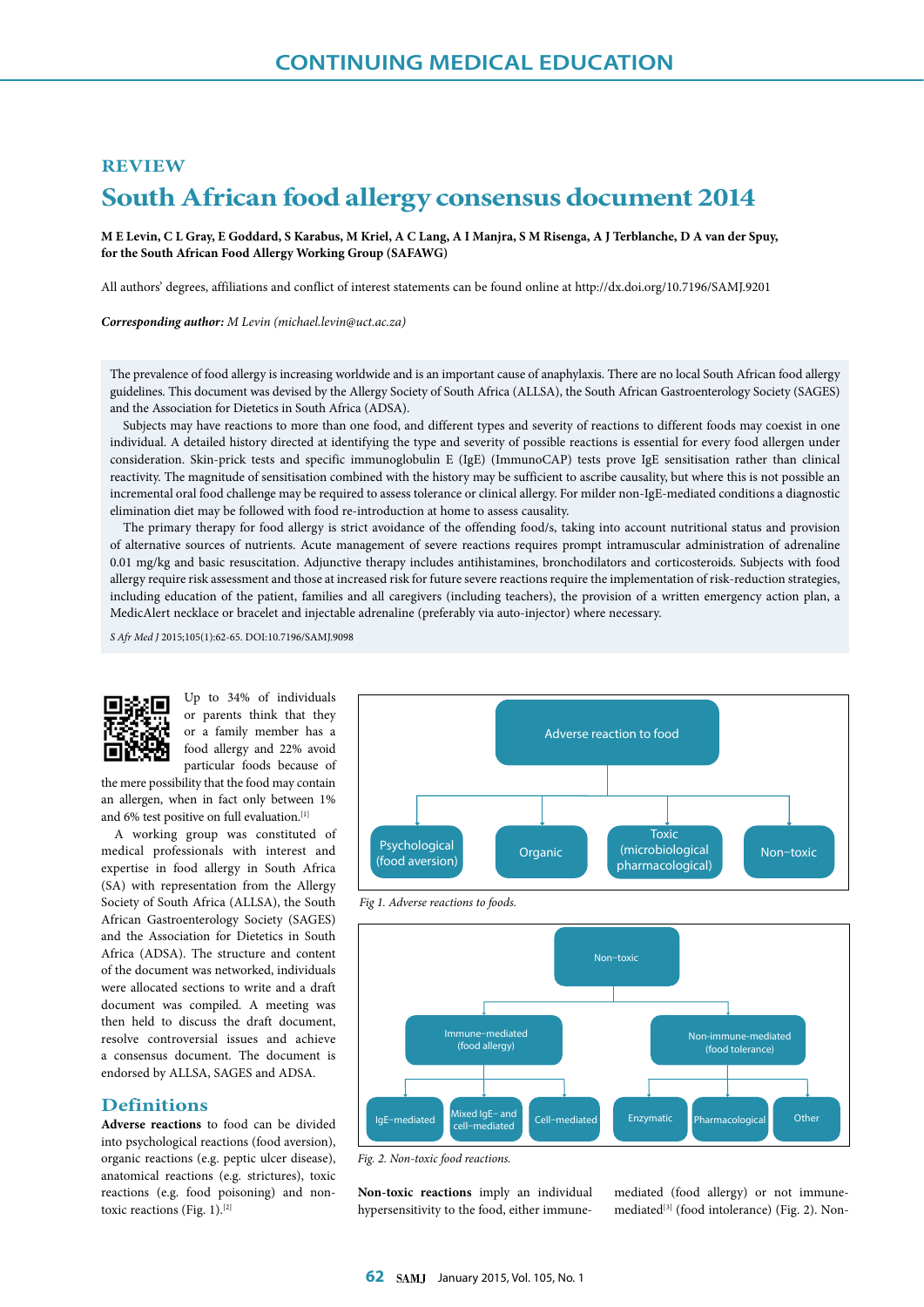REVIEW

# South African food allergy consensus document 2014

**M E Levin, C L Gray, E Goddard, S Karabus, M Kriel, A C Lang, A I Manjra, S M Risenga, A J Terblanche, D A van der Spuy, for the South African Food Allergy Working Group (SAFAWG)**

All authors' degrees, affiliations and conflict of interest statements can be found online at http://dx.doi.org/10.7196/SAMJ.9201

***Corresponding author:*** *M Levin (michael.levin@uct.ac.za)*

The prevalence of food allergy is increasing worldwide and is an important cause of anaphylaxis. There are no local South African food allergy guidelines. This document was devised by the Allergy Society of South Africa (ALLSA), the South African Gastroenterology Society (SAGES) and the Association for Dietetics in South Africa (ADSA).

Subjects may have reactions to more than one food, and different types and severity of reactions to different foods may coexist in one individual. A detailed history directed at identifying the type and severity of possible reactions is essential for every food allergen under consideration. Skin-prick tests and specific immunoglobulin E (IgE) (ImmunoCAP) tests prove IgE sensitisation rather than clinical reactivity. The magnitude of sensitisation combined with the history may be sufficient to ascribe causality, but where this is not possible an incremental oral food challenge may be required to assess tolerance or clinical allergy. For milder non-IgE-mediated conditions a diagnostic elimination diet may be followed with food re-introduction at home to assess causality.

The primary therapy for food allergy is strict avoidance of the offending food/s, taking into account nutritional status and provision of alternative sources of nutrients. Acute management of severe reactions requires prompt intramuscular administration of adrenaline 0.01 mg/kg and basic resuscitation. Adjunctive therapy includes antihistamines, bronchodilators and corticosteroids. Subjects with food allergy require risk assessment and those at increased risk for future severe reactions require the implementation of risk-reduction strategies, including education of the patient, families and all caregivers (including teachers), the provision of a written emergency action plan, a MedicAlert necklace or bracelet and injectable adrenaline (preferably via auto-injector) where necessary.

*S Afr Med J* 2015;105(1):62-65. DOI:10.7196/SAMJ.9098

Up to 34% of individuals or parents think that they or a family member has a food allergy and 22% avoid particular foods because of the mere possibility that the food may contain an allergen, when in fact only between 1% and 6% test positive on full evaluation.[1]

A working group was constituted of medical professionals with interest and expertise in food allergy in South Africa (SA) with representation from the Allergy Society of South Africa (ALLSA), the South African Gastroenterology Society (SAGES) and the Association for Dietetics in South Africa (ADSA). The structure and content of the document was networked, individuals were allocated sections to write and a draft document was compiled. A meeting was then held to discuss the draft document, resolve controversial issues and achieve a consensus document. The document is endorsed by ALLSA, SAGES and ADSA.

## Definitions

**Adverse reactions** to food can be divided into psychological reactions (food aversion), organic reactions (e.g. peptic ulcer disease), anatomical reactions (e.g. strictures), toxic reactions (e.g. food poisoning) and non-toxic reactions (Fig. 1).[2]

Adverse reaction to food

Psychological (food aversion)

Organic

Toxic (microbiological pharmacological)

Non-toxic

*Fig 1. Adverse reactions to foods.*

Non-toxic

Immune-mediated (food allergy)

Non-immune-mediated (food tolerance)

IgE-mediated

Mixed IgE- and cell-mediated

Cell-mediated

Enzymatic

Pharmacological

Other

*Fig. 2. Non-toxic food reactions.*

**Non-toxic reactions** imply an individual hypersensitivity to the food, either immune-mediated (food allergy) or not immune-mediated[3] (food intolerance) (Fig. 2). Non-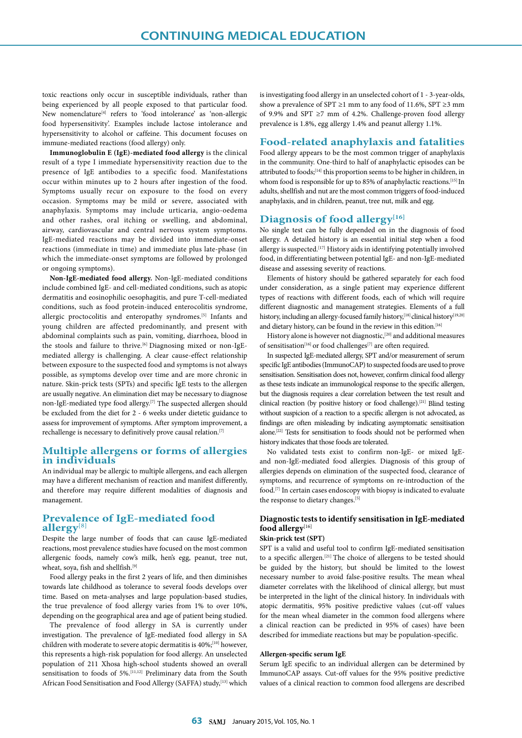toxic reactions only occur in susceptible individuals, rather than being experienced by all people exposed to that particular food. New nomenclature[4] refers to 'food intolerance' as 'non-allergic food hypersensitivity'. Examples include lactose intolerance and hypersensitivity to alcohol or caffeine. This document focuses on immune-mediated reactions (food allergy) only.

**Immunoglobulin E (IgE)-mediated food allergy** is the clinical result of a type I immediate hypersensitivity reaction due to the presence of IgE antibodies to a specific food. Manifestations occur within minutes up to 2 hours after ingestion of the food. Symptoms usually recur on exposure to the food on every occasion. Symptoms may be mild or severe, associated with anaphylaxis. Symptoms may include urticaria, angio-oedema and other rashes, oral itching or swelling, and abdominal, airway, cardiovascular and central nervous system symptoms. IgE-mediated reactions may be divided into immediate-onset reactions (immediate in time) and immediate plus late-phase (in which the immediate-onset symptoms are followed by prolonged or ongoing symptoms).

**Non-IgE-mediated food allergy.** Non-IgE-mediated conditions include combined IgE- and cell-mediated conditions, such as atopic dermatitis and eosinophilic oesophagitis, and pure T-cell-mediated conditions, such as food protein-induced enterocolitis syndrome, allergic proctocolitis and enteropathy syndromes.[5] Infants and young children are affected predominantly, and present with abdominal complaints such as pain, vomiting, diarrhoea, blood in the stools and failure to thrive.[6] Diagnosing mixed or non-IgE-mediated allergy is challenging. A clear cause-effect relationship between exposure to the suspected food and symptoms is not always possible, as symptoms develop over time and are more chronic in nature. Skin-prick tests (SPTs) and specific IgE tests to the allergen are usually negative. An elimination diet may be necessary to diagnose non-IgE-mediated type food allergy.[7] The suspected allergen should be excluded from the diet for 2 - 6 weeks under dietetic guidance to assess for improvement of symptoms. After symptom improvement, a rechallenge is necessary to definitively prove causal relation.[7]

## Multiple allergens or forms of allergies in individuals

An individual may be allergic to multiple allergens, and each allergen may have a different mechanism of reaction and manifest differently, and therefore may require different modalities of diagnosis and management.

## Prevalence of IgE-mediated food allergy[8]

Despite the large number of foods that can cause IgE-mediated reactions, most prevalence studies have focused on the most common allergenic foods, namely cow's milk, hen's egg, peanut, tree nut, wheat, soya, fish and shellfish.[9]

Food allergy peaks in the first 2 years of life, and then diminishes towards late childhood as tolerance to several foods develops over time. Based on meta-analyses and large population-based studies, the true prevalence of food allergy varies from 1% to over 10%, depending on the geographical area and age of patient being studied.

The prevalence of food allergy in SA is currently under investigation. The prevalence of IgE-mediated food allergy in SA children with moderate to severe atopic dermatitis is 40%;[10] however, this represents a high-risk population for food allergy. An unselected population of 211 Xhosa high-school students showed an overall sensitisation to foods of 5%.[11,12] Preliminary data from the South African Food Sensitisation and Food Allergy (SAFFA) study,[13] which is investigating food allergy in an unselected cohort of 1 - 3-year-olds, show a prevalence of SPT ≥1 mm to any food of 11.6%, SPT ≥3 mm of 9.9% and SPT ≥7 mm of 4.2%. Challenge-proven food allergy prevalence is 1.8%, egg allergy 1.4% and peanut allergy 1.1%.

## Food-related anaphylaxis and fatalities

Food allergy appears to be the most common trigger of anaphylaxis in the community. One-third to half of anaphylactic episodes can be attributed to foods;[14] this proportion seems to be higher in children, in whom food is responsible for up to 85% of anaphylactic reactions.[15] In adults, shellfish and nut are the most common triggers of food-induced anaphylaxis, and in children, peanut, tree nut, milk and egg.

## Diagnosis of food allergy[16]

No single test can be fully depended on in the diagnosis of food allergy. A detailed history is an essential initial step when a food allergy is suspected.[17] History aids in identifying potentially involved food, in differentiating between potential IgE- and non-IgE-mediated disease and assessing severity of reactions.

Elements of history should be gathered separately for each food under consideration, as a single patient may experience different types of reactions with different foods, each of which will require different diagnostic and management strategies. Elements of a full history, including an allergy-focused family history,[18] clinical history[19,20] and dietary history, can be found in the review in this edition.[16]

History alone is however not diagnostic,[20] and additional measures of sensitisation[16] or food challenges[7] are often required.

In suspected IgE-mediated allergy, SPT and/or measurement of serum specific IgE antibodies (ImmunoCAP) to suspected foods are used to prove sensitisation. Sensitisation does not, however, confirm clinical food allergy as these tests indicate an immunological response to the specific allergen, but the diagnosis requires a clear correlation between the test result and clinical reaction (by positive history or food challenge).[21] Blind testing without suspicion of a reaction to a specific allergen is not advocated, as findings are often misleading by indicating asymptomatic sensitisation alone.[22] Tests for sensitisation to foods should not be performed when history indicates that those foods are tolerated.

No validated tests exist to confirm non-IgE- or mixed IgE- and non-IgE-mediated food allergies. Diagnosis of this group of allergies depends on elimination of the suspected food, clearance of symptoms, and recurrence of symptoms on re-introduction of the food.[7] In certain cases endoscopy with biopsy is indicated to evaluate the response to dietary changes.[5]

### Diagnostic tests to identify sensitisation in IgE-mediated food allergy[16]

#### Skin-prick test (SPT)

SPT is a valid and useful tool to confirm IgE-mediated sensitisation to a specific allergen.[21] The choice of allergens to be tested should be guided by the history, but should be limited to the lowest necessary number to avoid false-positive results. The mean wheal diameter correlates with the likelihood of clinical allergy, but must be interpreted in the light of the clinical history. In individuals with atopic dermatitis, 95% positive predictive values (cut-off values for the mean wheal diameter in the common food allergens where a clinical reaction can be predicted in 95% of cases) have been described for immediate reactions but may be population-specific.

#### Allergen-specific serum IgE

Serum IgE specific to an individual allergen can be determined by ImmunoCAP assays. Cut-off values for the 95% positive predictive values of a clinical reaction to common food allergens are described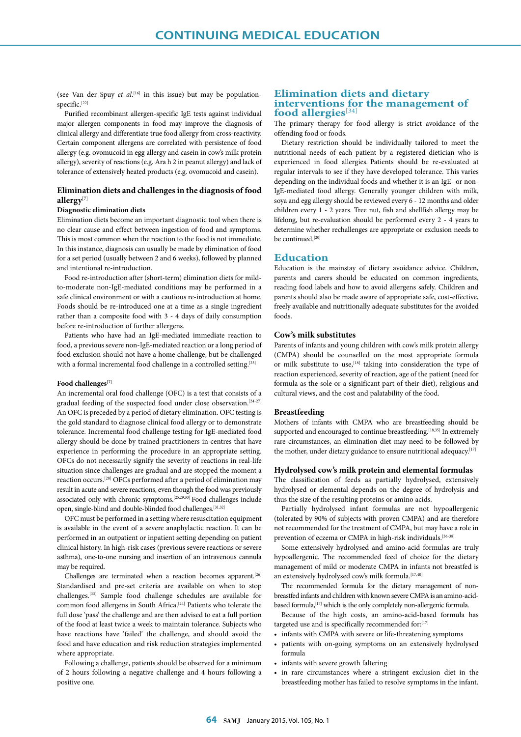(see Van der Spuy *et al.*[16] in this issue) but may be population-specific.[22]

Purified recombinant allergen-specific IgE tests against individual major allergen components in food may improve the diagnosis of clinical allergy and differentiate true food allergy from cross-reactivity. Certain component allergens are correlated with persistence of food allergy (e.g. ovomucoid in egg allergy and casein in cow's milk protein allergy), severity of reactions (e.g. Ara h 2 in peanut allergy) and lack of tolerance of extensively heated products (e.g. ovomucoid and casein).

## Elimination diets and challenges in the diagnosis of food allergy[7]

### Diagnostic elimination diets

Elimination diets become an important diagnostic tool when there is no clear cause and effect between ingestion of food and symptoms. This is most common when the reaction to the food is not immediate. In this instance, diagnosis can usually be made by elimination of food for a set period (usually between 2 and 6 weeks), followed by planned and intentional re-introduction.

Food re-introduction after (short-term) elimination diets for mild-to-moderate non-IgE-mediated conditions may be performed in a safe clinical environment or with a cautious re-introduction at home. Foods should be re-introduced one at a time as a single ingredient rather than a composite food with 3 - 4 days of daily consumption before re-introduction of further allergens.

Patients who have had an IgE-mediated immediate reaction to food, a previous severe non-IgE-mediated reaction or a long period of food exclusion should not have a home challenge, but be challenged with a formal incremental food challenge in a controlled setting.[23]

### Food challenges[7]

An incremental oral food challenge (OFC) is a test that consists of a gradual feeding of the suspected food under close observation.[24-27] An OFC is preceded by a period of dietary elimination. OFC testing is the gold standard to diagnose clinical food allergy or to demonstrate tolerance. Incremental food challenge testing for IgE-mediated food allergy should be done by trained practitioners in centres that have experience in performing the procedure in an appropriate setting. OFCs do not necessarily signify the severity of reactions in real-life situation since challenges are gradual and are stopped the moment a reaction occurs.[28] OFCs performed after a period of elimination may result in acute and severe reactions, even though the food was previously associated only with chronic symptoms.[25,29,30] Food challenges include open, single-blind and double-blinded food challenges.[31,32]

OFC must be performed in a setting where resuscitation equipment is available in the event of a severe anaphylactic reaction. It can be performed in an outpatient or inpatient setting depending on patient clinical history. In high-risk cases (previous severe reactions or severe asthma), one-to-one nursing and insertion of an intravenous cannula may be required.

Challenges are terminated when a reaction becomes apparent.[26] Standardised and pre-set criteria are available on when to stop challenges.[33] Sample food challenge schedules are available for common food allergens in South Africa.[24] Patients who tolerate the full dose 'pass' the challenge and are then advised to eat a full portion of the food at least twice a week to maintain tolerance. Subjects who have reactions have 'failed' the challenge, and should avoid the food and have education and risk reduction strategies implemented where appropriate.

Following a challenge, patients should be observed for a minimum of 2 hours following a negative challenge and 4 hours following a positive one.

## Elimination diets and dietary interventions for the management of food allergies[34]

The primary therapy for food allergy is strict avoidance of the offending food or foods.

Dietary restriction should be individually tailored to meet the nutritional needs of each patient by a registered dietician who is experienced in food allergies. Patients should be re-evaluated at regular intervals to see if they have developed tolerance. This varies depending on the individual foods and whether it is an IgE- or non-IgE-mediated food allergy. Generally younger children with milk, soya and egg allergy should be reviewed every 6 - 12 months and older children every 1 - 2 years. Tree nut, fish and shellfish allergy may be lifelong, but re-evaluation should be performed every 2 - 4 years to determine whether rechallenges are appropriate or exclusion needs to be continued.[20]

## Education

Education is the mainstay of dietary avoidance advice. Children, parents and carers should be educated on common ingredients, reading food labels and how to avoid allergens safely. Children and parents should also be made aware of appropriate safe, cost-effective, freely available and nutritionally adequate substitutes for the avoided foods.

### Cow's milk substitutes

Parents of infants and young children with cow's milk protein allergy (CMPA) should be counselled on the most appropriate formula or milk substitute to use,[18] taking into consideration the type of reaction experienced, severity of reaction, age of the patient (need for formula as the sole or a significant part of their diet), religious and cultural views, and the cost and palatability of the food.

### Breastfeeding

Mothers of infants with CMPA who are breastfeeding should be supported and encouraged to continue breastfeeding.[18,35] In extremely rare circumstances, an elimination diet may need to be followed by the mother, under dietary guidance to ensure nutritional adequacy.[17]

### Hydrolysed cow's milk protein and elemental formulas

The classification of feeds as partially hydrolysed, extensively hydrolysed or elemental depends on the degree of hydrolysis and thus the size of the resulting proteins or amino acids.

Partially hydrolysed infant formulas are not hypoallergenic (tolerated by 90% of subjects with proven CMPA) and are therefore not recommended for the treatment of CMPA, but may have a role in prevention of eczema or CMPA in high-risk individuals.[36-38]

Some extensively hydrolysed and amino-acid formulas are truly hypoallergenic. The recommended feed of choice for the dietary management of mild or moderate CMPA in infants not breastfed is an extensively hydrolysed cow's milk formula.[17,40]

The recommended formula for the dietary management of non-breastfed infants and children with known severe CMPA is an amino-acid-based formula,[17] which is the only completely non-allergenic formula.

Because of the high costs, an amino-acid-based formula has targeted use and is specifically recommended for:[17]

- infants with CMPA with severe or life-threatening symptoms
- patients with on-going symptoms on an extensively hydrolysed formula
- infants with severe growth faltering
- in rare circumstances where a stringent exclusion diet in the breastfeeding mother has failed to resolve symptoms in the infant.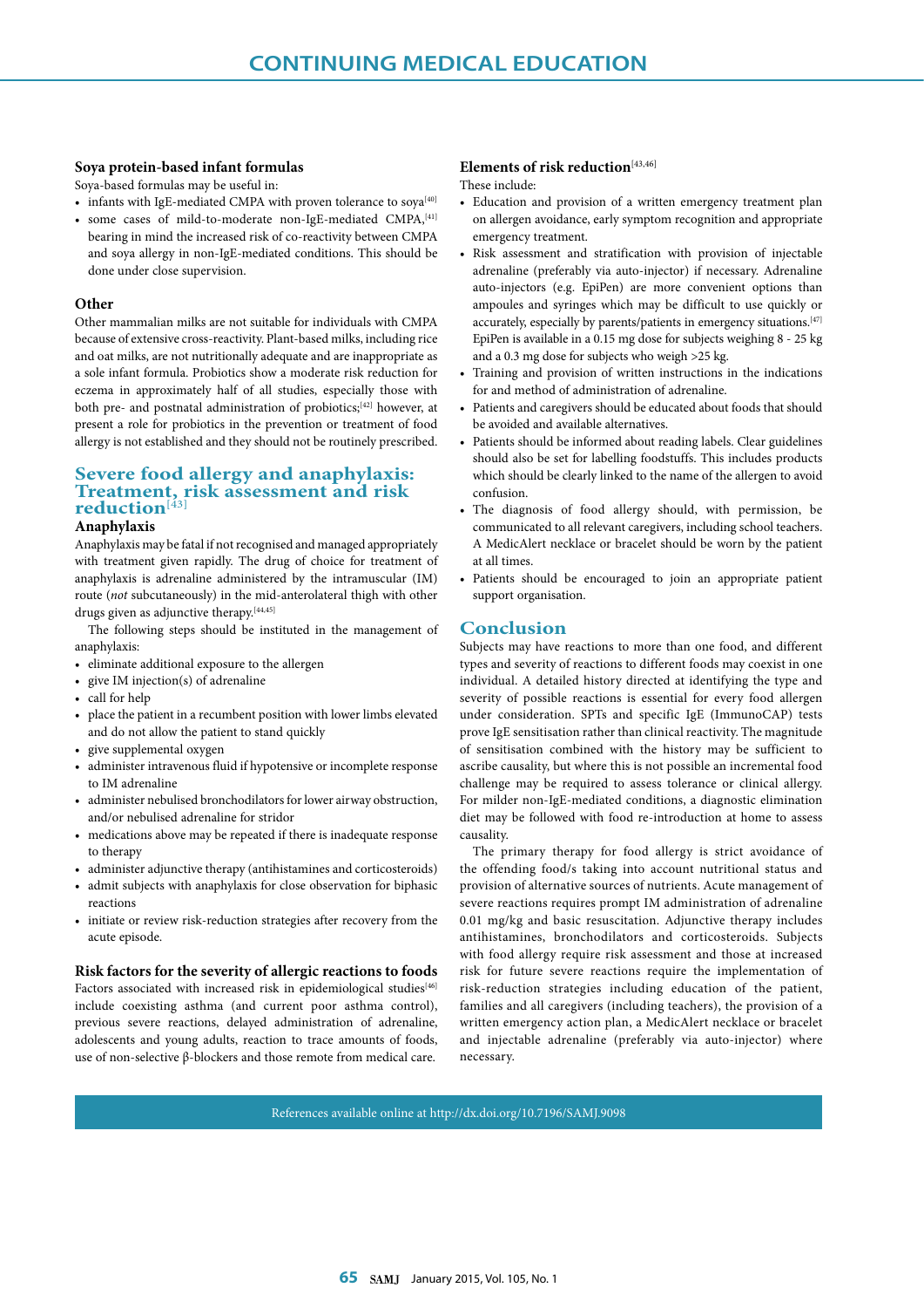### Soya protein-based infant formulas

Soya-based formulas may be useful in:

- infants with IgE-mediated CMPA with proven tolerance to soya[40]
- some cases of mild-to-moderate non-IgE-mediated CMPA,[41] bearing in mind the increased risk of co-reactivity between CMPA and soya allergy in non-IgE-mediated conditions. This should be done under close supervision.

### Other

Other mammalian milks are not suitable for individuals with CMPA because of extensive cross-reactivity. Plant-based milks, including rice and oat milks, are not nutritionally adequate and are inappropriate as a sole infant formula. Probiotics show a moderate risk reduction for eczema in approximately half of all studies, especially those with both pre- and postnatal administration of probiotics;[42] however, at present a role for probiotics in the prevention or treatment of food allergy is not established and they should not be routinely prescribed.

## Severe food allergy and anaphylaxis: Treatment, risk assessment and risk reduction[43]

### Anaphylaxis

Anaphylaxis may be fatal if not recognised and managed appropriately with treatment given rapidly. The drug of choice for treatment of anaphylaxis is adrenaline administered by the intramuscular (IM) route (*not* subcutaneously) in the mid-anterolateral thigh with other drugs given as adjunctive therapy.[44,45]

The following steps should be instituted in the management of anaphylaxis:

- eliminate additional exposure to the allergen
- give IM injection(s) of adrenaline
- call for help
- place the patient in a recumbent position with lower limbs elevated and do not allow the patient to stand quickly
- give supplemental oxygen
- administer intravenous fluid if hypotensive or incomplete response to IM adrenaline
- administer nebulised bronchodilators for lower airway obstruction, and/or nebulised adrenaline for stridor
- medications above may be repeated if there is inadequate response to therapy
- administer adjunctive therapy (antihistamines and corticosteroids)
- admit subjects with anaphylaxis for close observation for biphasic reactions
- initiate or review risk-reduction strategies after recovery from the acute episode.

### Risk factors for the severity of allergic reactions to foods

Factors associated with increased risk in epidemiological studies[46] include coexisting asthma (and current poor asthma control), previous severe reactions, delayed administration of adrenaline, adolescents and young adults, reaction to trace amounts of foods, use of non-selective β-blockers and those remote from medical care.

### Elements of risk reduction[43,46]

These include:

- Education and provision of a written emergency treatment plan on allergen avoidance, early symptom recognition and appropriate emergency treatment.
- Risk assessment and stratification with provision of injectable adrenaline (preferably via auto-injector) if necessary. Adrenaline auto-injectors (e.g. EpiPen) are more convenient options than ampoules and syringes which may be difficult to use quickly or accurately, especially by parents/patients in emergency situations.[47] EpiPen is available in a 0.15 mg dose for subjects weighing 8 - 25 kg and a 0.3 mg dose for subjects who weigh >25 kg.
- Training and provision of written instructions in the indications for and method of administration of adrenaline.
- Patients and caregivers should be educated about foods that should be avoided and available alternatives.
- Patients should be informed about reading labels. Clear guidelines should also be set for labelling foodstuffs. This includes products which should be clearly linked to the name of the allergen to avoid confusion.
- The diagnosis of food allergy should, with permission, be communicated to all relevant caregivers, including school teachers. A MedicAlert necklace or bracelet should be worn by the patient at all times.
- Patients should be encouraged to join an appropriate patient support organisation.

## Conclusion

Subjects may have reactions to more than one food, and different types and severity of reactions to different foods may coexist in one individual. A detailed history directed at identifying the type and severity of possible reactions is essential for every food allergen under consideration. SPTs and specific IgE (ImmunoCAP) tests prove IgE sensitisation rather than clinical reactivity. The magnitude of sensitisation combined with the history may be sufficient to ascribe causality, but where this is not possible an incremental food challenge may be required to assess tolerance or clinical allergy. For milder non-IgE-mediated conditions, a diagnostic elimination diet may be followed with food re-introduction at home to assess causality.

The primary therapy for food allergy is strict avoidance of the offending food/s taking into account nutritional status and provision of alternative sources of nutrients. Acute management of severe reactions requires prompt IM administration of adrenaline 0.01 mg/kg and basic resuscitation. Adjunctive therapy includes antihistamines, bronchodilators and corticosteroids. Subjects with food allergy require risk assessment and those at increased risk for future severe reactions require the implementation of risk-reduction strategies including education of the patient, families and all caregivers (including teachers), the provision of a written emergency action plan, a MedicAlert necklace or bracelet and injectable adrenaline (preferably via auto-injector) where necessary.

References available online at http://dx.doi.org/10.7196/SAMJ.9098